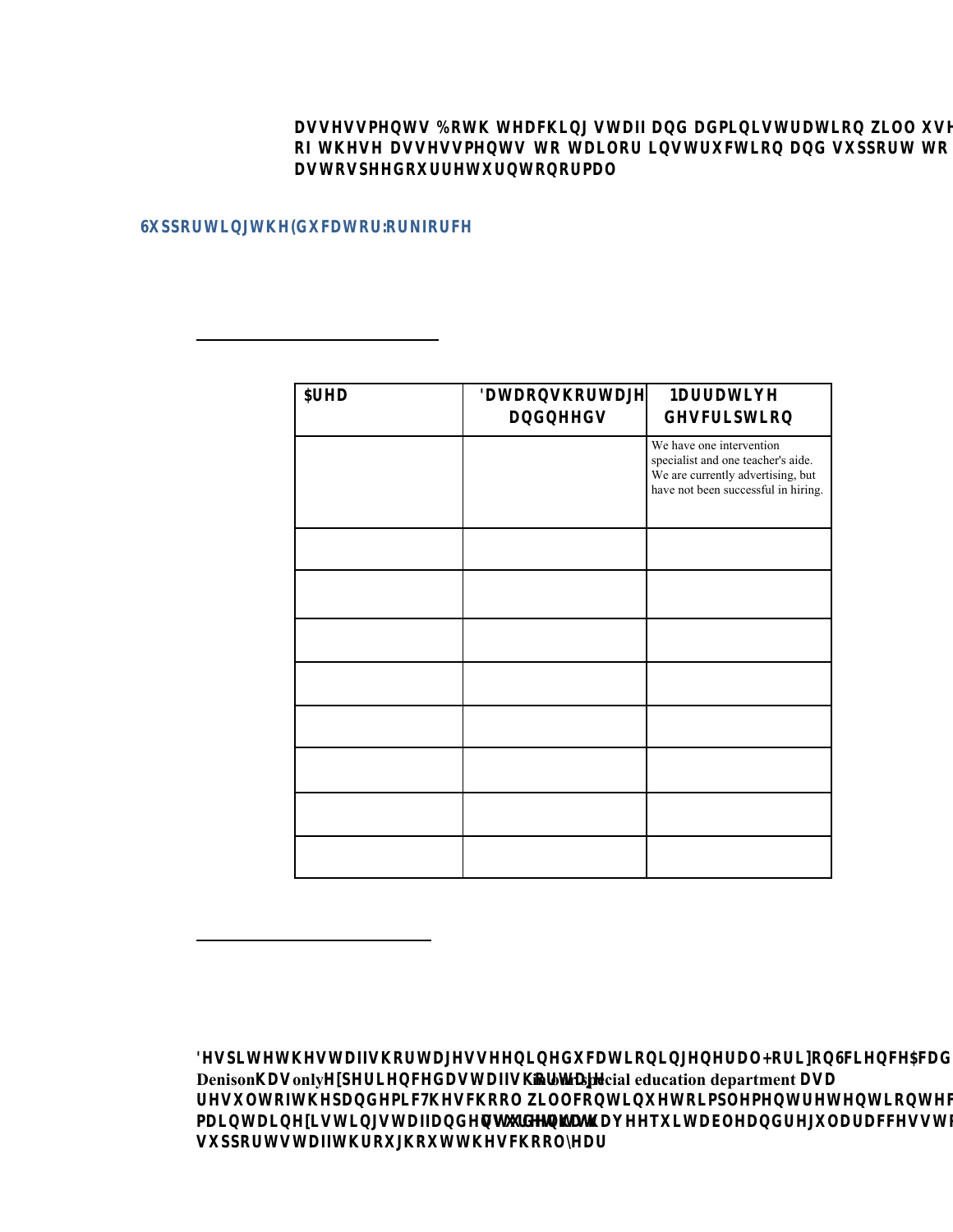**DVVHVVPHQWV %RWK WHDFKLQJ VWDII DQG DGPLQLVWUDWLRQ ZLOO XVH**
**RI WKHVH DVVHVVPHQWV WR WDLORU LQVWUXFWLRQ DQG VXSSRUW WR**
**DVWRVSHHGRXUUHWXUQWRQRUPDO**

## 6XSSRUWLQJWKH(GXFDWRU:RUNIRUFH

| $UHD | 'DWDRQVKRUWDJH DQGQHHGV | 1DUUDWLYH GHVFULSWLRQ |
|---|---|---|
| | | We have one intervention specialist and one teacher's aide. We are currently advertising, but have not been successful in hiring. |
| | | |
| | | |
| | | |
| | | |
| | | |
| | | |
| | | |
| | | |

**'HVSLWHWKHVWDIIVKRUWDJHVVHHQLQHGXFDWLRQLQJHQHUDO+RUL]RQ6FLHQFH$FDG**
**Denison KDV only H[SHULHQFHGDVWDIIVKRUWDJH in our special education department DVD**
**UHVXOWRIWKHSDQGHPLF7KHVFKRRO ZLOOFRQWLQXHWRLPSOHPHQWUHWHQWLRQWHF**
**PDLQWDLQH[LVWLQJVWDIIDQGHQVXUHWKDWWKH\KDYHHTXLWDEOHDQGUHJXODUDFFHVVWR**
**VXSSRUWVWDIIWKURXJKRXWWKHVFKRRO\HDU**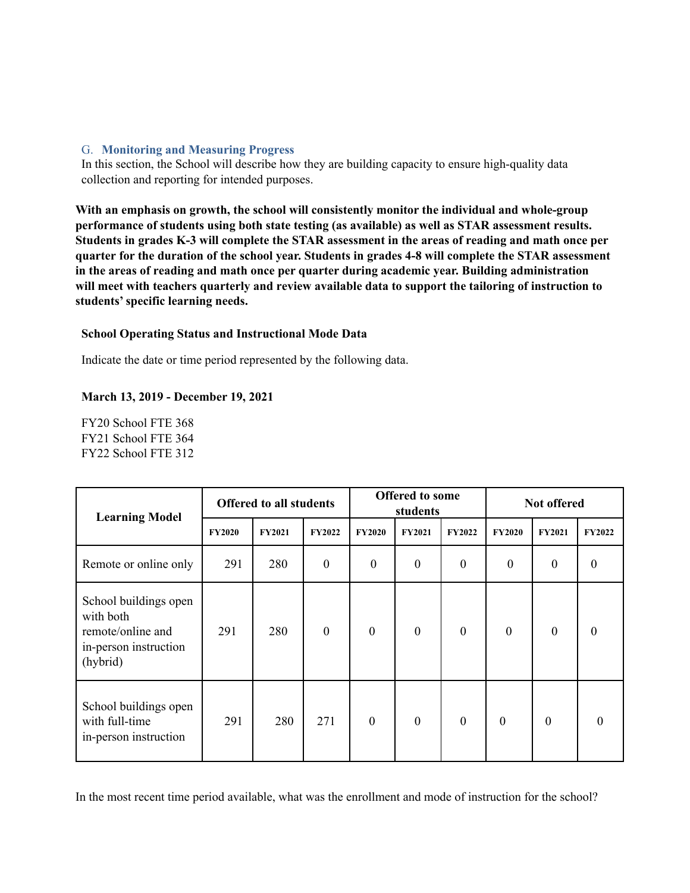### G. Monitoring and Measuring Progress

In this section, the School will describe how they are building capacity to ensure high-quality data collection and reporting for intended purposes.

**With an emphasis on growth, the school will consistently monitor the individual and whole-group performance of students using both state testing (as available) as well as STAR assessment results. Students in grades K-3 will complete the STAR assessment in the areas of reading and math once per quarter for the duration of the school year. Students in grades 4-8 will complete the STAR assessment in the areas of reading and math once per quarter during academic year. Building administration will meet with teachers quarterly and review available data to support the tailoring of instruction to students' specific learning needs.**

**School Operating Status and Instructional Mode Data**

Indicate the date or time period represented by the following data.

**March 13, 2019 - December 19, 2021**

FY20 School FTE 368
FY21 School FTE 364
FY22 School FTE 312

| Learning Model | Offered to all students | | | Offered to some students | | | Not offered | | |
|---|---|---|---|---|---|---|---|---|---|
| | FY2020 | FY2021 | FY2022 | FY2020 | FY2021 | FY2022 | FY2020 | FY2021 | FY2022 |
| Remote or online only | 291 | 280 | 0 | 0 | 0 | 0 | 0 | 0 | 0 |
| School buildings open with both remote/online and in-person instruction (hybrid) | 291 | 280 | 0 | 0 | 0 | 0 | 0 | 0 | 0 |
| School buildings open with full-time in-person instruction | 291 | 280 | 271 | 0 | 0 | 0 | 0 | 0 | 0 |

In the most recent time period available, what was the enrollment and mode of instruction for the school?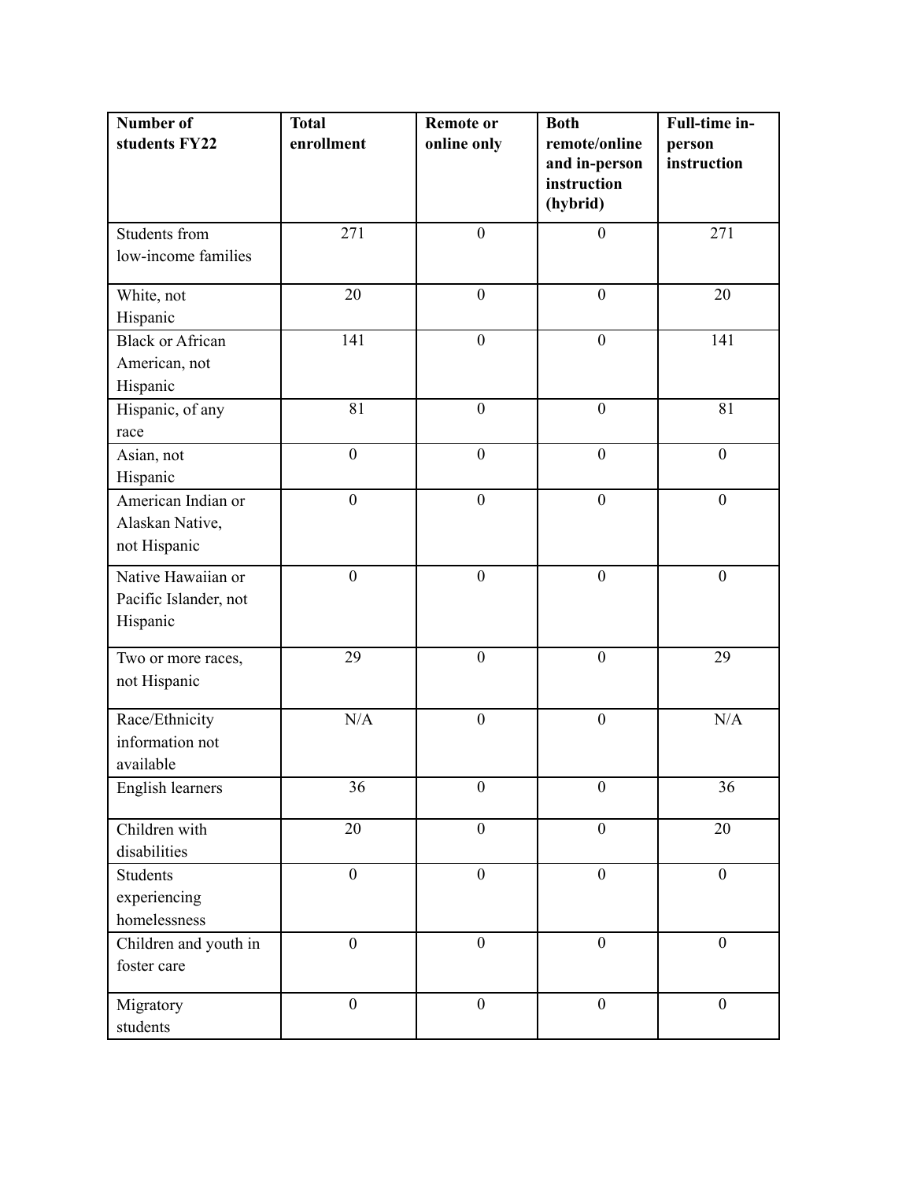| Number of students FY22 | Total enrollment | Remote or online only | Both remote/online and in-person instruction (hybrid) | Full-time in-person instruction |
|---|---|---|---|---|
| Students from low-income families | 271 | 0 | 0 | 271 |
| White, not Hispanic | 20 | 0 | 0 | 20 |
| Black or African American, not Hispanic | 141 | 0 | 0 | 141 |
| Hispanic, of any race | 81 | 0 | 0 | 81 |
| Asian, not Hispanic | 0 | 0 | 0 | 0 |
| American Indian or Alaskan Native, not Hispanic | 0 | 0 | 0 | 0 |
| Native Hawaiian or Pacific Islander, not Hispanic | 0 | 0 | 0 | 0 |
| Two or more races, not Hispanic | 29 | 0 | 0 | 29 |
| Race/Ethnicity information not available | N/A | 0 | 0 | N/A |
| English learners | 36 | 0 | 0 | 36 |
| Children with disabilities | 20 | 0 | 0 | 20 |
| Students experiencing homelessness | 0 | 0 | 0 | 0 |
| Children and youth in foster care | 0 | 0 | 0 | 0 |
| Migratory students | 0 | 0 | 0 | 0 |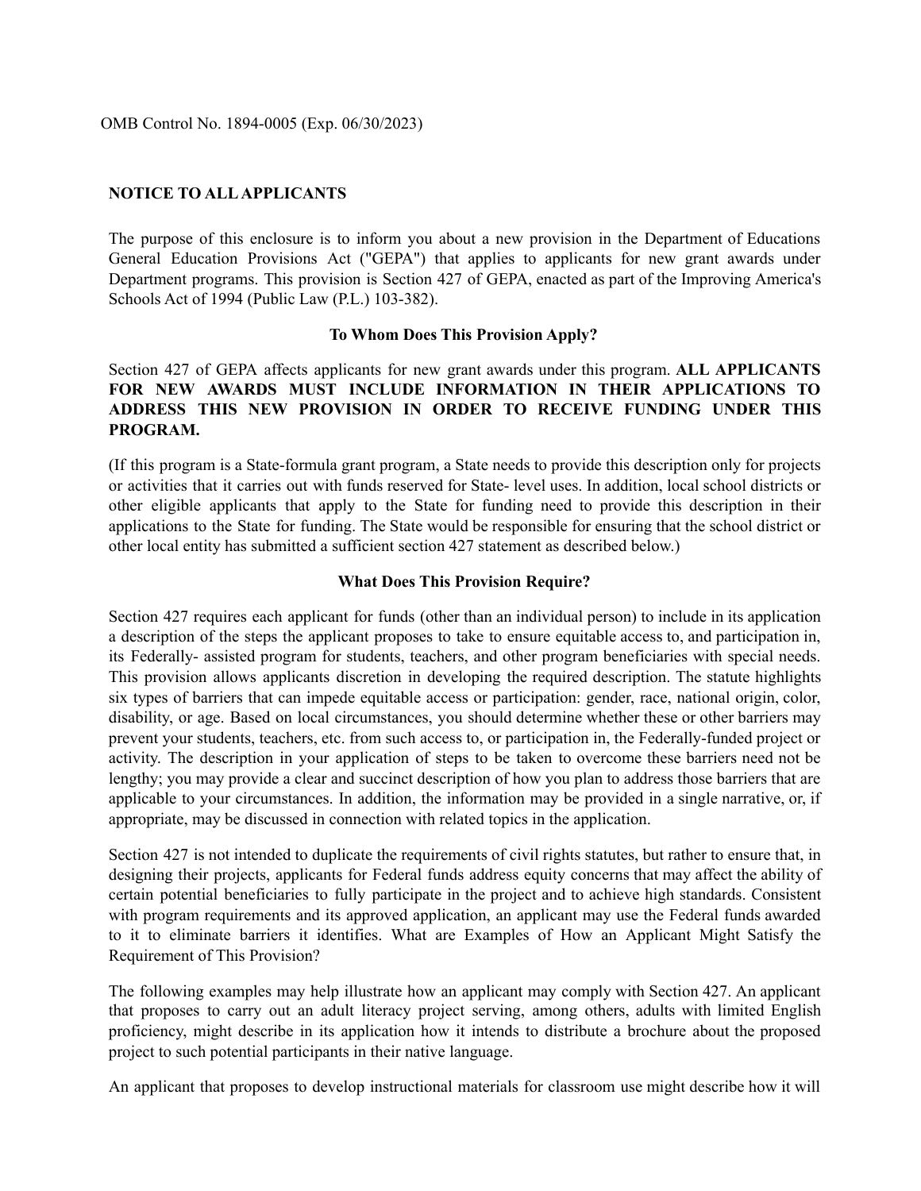OMB Control No. 1894-0005 (Exp. 06/30/2023)

**NOTICE TO ALL APPLICANTS**

The purpose of this enclosure is to inform you about a new provision in the Department of Educations General Education Provisions Act ("GEPA") that applies to applicants for new grant awards under Department programs. This provision is Section 427 of GEPA, enacted as part of the Improving America's Schools Act of 1994 (Public Law (P.L.) 103-382).

**To Whom Does This Provision Apply?**

Section 427 of GEPA affects applicants for new grant awards under this program. **ALL APPLICANTS FOR NEW AWARDS MUST INCLUDE INFORMATION IN THEIR APPLICATIONS TO ADDRESS THIS NEW PROVISION IN ORDER TO RECEIVE FUNDING UNDER THIS PROGRAM.**

(If this program is a State-formula grant program, a State needs to provide this description only for projects or activities that it carries out with funds reserved for State- level uses. In addition, local school districts or other eligible applicants that apply to the State for funding need to provide this description in their applications to the State for funding. The State would be responsible for ensuring that the school district or other local entity has submitted a sufficient section 427 statement as described below.)

**What Does This Provision Require?**

Section 427 requires each applicant for funds (other than an individual person) to include in its application a description of the steps the applicant proposes to take to ensure equitable access to, and participation in, its Federally- assisted program for students, teachers, and other program beneficiaries with special needs. This provision allows applicants discretion in developing the required description. The statute highlights six types of barriers that can impede equitable access or participation: gender, race, national origin, color, disability, or age. Based on local circumstances, you should determine whether these or other barriers may prevent your students, teachers, etc. from such access to, or participation in, the Federally-funded project or activity. The description in your application of steps to be taken to overcome these barriers need not be lengthy; you may provide a clear and succinct description of how you plan to address those barriers that are applicable to your circumstances. In addition, the information may be provided in a single narrative, or, if appropriate, may be discussed in connection with related topics in the application.

Section 427 is not intended to duplicate the requirements of civil rights statutes, but rather to ensure that, in designing their projects, applicants for Federal funds address equity concerns that may affect the ability of certain potential beneficiaries to fully participate in the project and to achieve high standards. Consistent with program requirements and its approved application, an applicant may use the Federal funds awarded to it to eliminate barriers it identifies. What are Examples of How an Applicant Might Satisfy the Requirement of This Provision?

The following examples may help illustrate how an applicant may comply with Section 427. An applicant that proposes to carry out an adult literacy project serving, among others, adults with limited English proficiency, might describe in its application how it intends to distribute a brochure about the proposed project to such potential participants in their native language.

An applicant that proposes to develop instructional materials for classroom use might describe how it will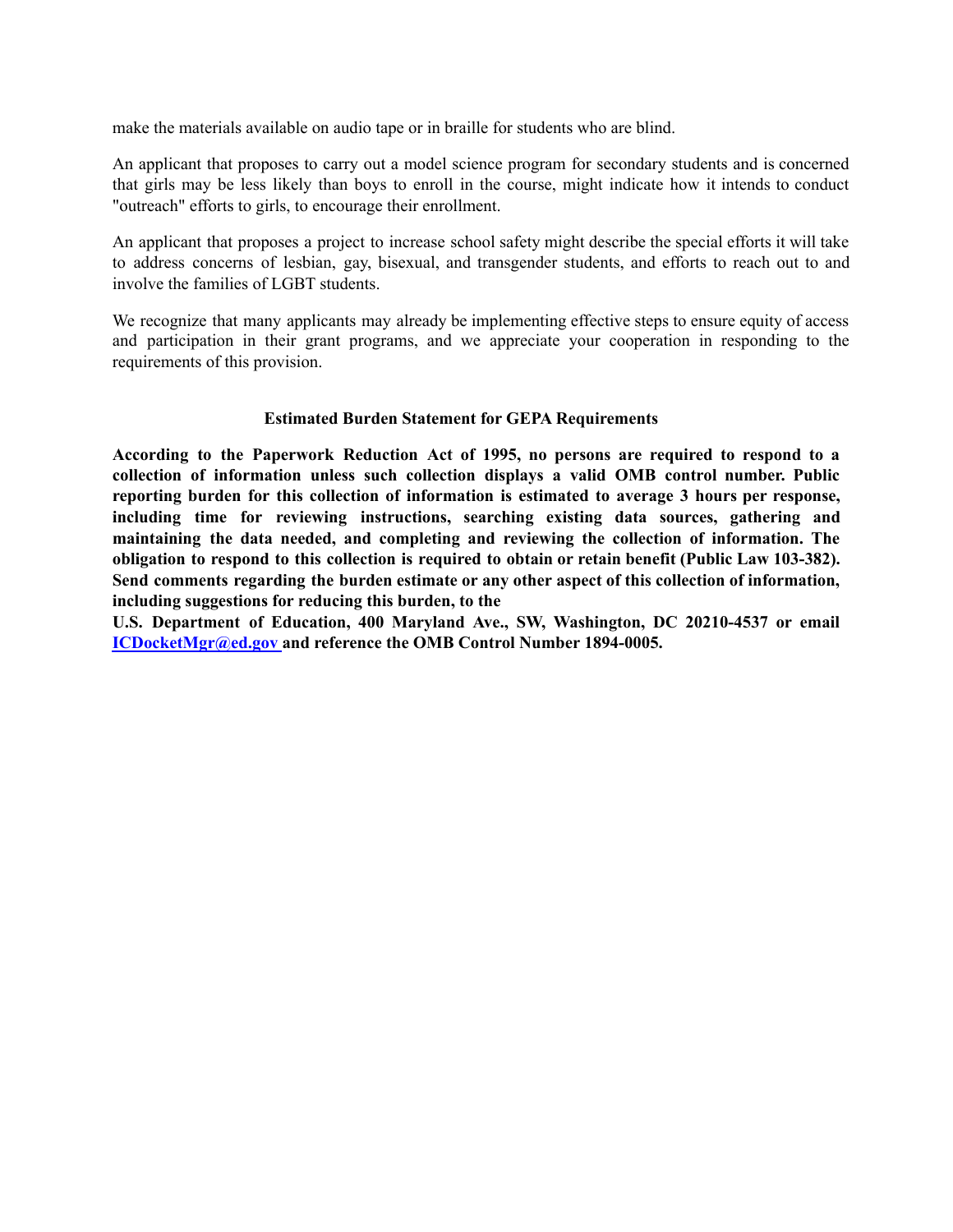make the materials available on audio tape or in braille for students who are blind.

An applicant that proposes to carry out a model science program for secondary students and is concerned that girls may be less likely than boys to enroll in the course, might indicate how it intends to conduct "outreach" efforts to girls, to encourage their enrollment.

An applicant that proposes a project to increase school safety might describe the special efforts it will take to address concerns of lesbian, gay, bisexual, and transgender students, and efforts to reach out to and involve the families of LGBT students.

We recognize that many applicants may already be implementing effective steps to ensure equity of access and participation in their grant programs, and we appreciate your cooperation in responding to the requirements of this provision.

**Estimated Burden Statement for GEPA Requirements**

**According to the Paperwork Reduction Act of 1995, no persons are required to respond to a collection of information unless such collection displays a valid OMB control number. Public reporting burden for this collection of information is estimated to average 3 hours per response, including time for reviewing instructions, searching existing data sources, gathering and maintaining the data needed, and completing and reviewing the collection of information. The obligation to respond to this collection is required to obtain or retain benefit (Public Law 103-382). Send comments regarding the burden estimate or any other aspect of this collection of information, including suggestions for reducing this burden, to the U.S. Department of Education, 400 Maryland Ave., SW, Washington, DC 20210-4537 or email [ICDocketMgr@ed.gov](mailto:ICDocketMgr@ed.gov) and reference the OMB Control Number 1894-0005.**